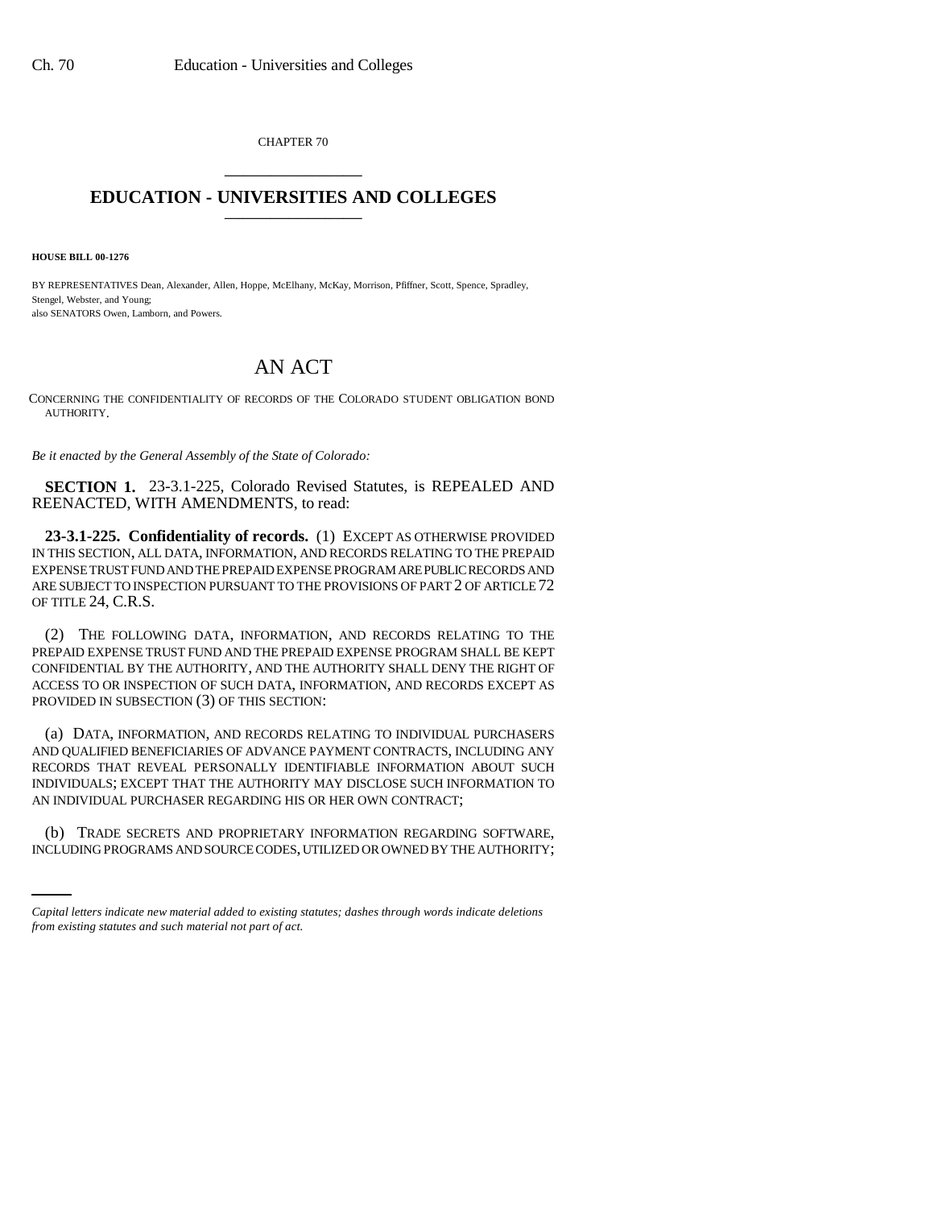CHAPTER 70

# EDUCATION - UNIVERSITIES AND COLLEGES

**HOUSE BILL 00-1276**

BY REPRESENTATIVES Dean, Alexander, Allen, Hoppe, McElhany, McKay, Morrison, Pfiffner, Scott, Spence, Spradley, Stengel, Webster, and Young;
also SENATORS Owen, Lamborn, and Powers.

## AN ACT

CONCERNING THE CONFIDENTIALITY OF RECORDS OF THE COLORADO STUDENT OBLIGATION BOND AUTHORITY.

*Be it enacted by the General Assembly of the State of Colorado:*

**SECTION 1.** 23-3.1-225, Colorado Revised Statutes, is REPEALED AND REENACTED, WITH AMENDMENTS, to read:

**23-3.1-225. Confidentiality of records.** (1) EXCEPT AS OTHERWISE PROVIDED IN THIS SECTION, ALL DATA, INFORMATION, AND RECORDS RELATING TO THE PREPAID EXPENSE TRUST FUND AND THE PREPAID EXPENSE PROGRAM ARE PUBLIC RECORDS AND ARE SUBJECT TO INSPECTION PURSUANT TO THE PROVISIONS OF PART 2 OF ARTICLE 72 OF TITLE 24, C.R.S.

(2) THE FOLLOWING DATA, INFORMATION, AND RECORDS RELATING TO THE PREPAID EXPENSE TRUST FUND AND THE PREPAID EXPENSE PROGRAM SHALL BE KEPT CONFIDENTIAL BY THE AUTHORITY, AND THE AUTHORITY SHALL DENY THE RIGHT OF ACCESS TO OR INSPECTION OF SUCH DATA, INFORMATION, AND RECORDS EXCEPT AS PROVIDED IN SUBSECTION (3) OF THIS SECTION:

(a) DATA, INFORMATION, AND RECORDS RELATING TO INDIVIDUAL PURCHASERS AND QUALIFIED BENEFICIARIES OF ADVANCE PAYMENT CONTRACTS, INCLUDING ANY RECORDS THAT REVEAL PERSONALLY IDENTIFIABLE INFORMATION ABOUT SUCH INDIVIDUALS; EXCEPT THAT THE AUTHORITY MAY DISCLOSE SUCH INFORMATION TO AN INDIVIDUAL PURCHASER REGARDING HIS OR HER OWN CONTRACT;

(b) TRADE SECRETS AND PROPRIETARY INFORMATION REGARDING SOFTWARE, INCLUDING PROGRAMS AND SOURCE CODES, UTILIZED OR OWNED BY THE AUTHORITY;

*Capital letters indicate new material added to existing statutes; dashes through words indicate deletions from existing statutes and such material not part of act.*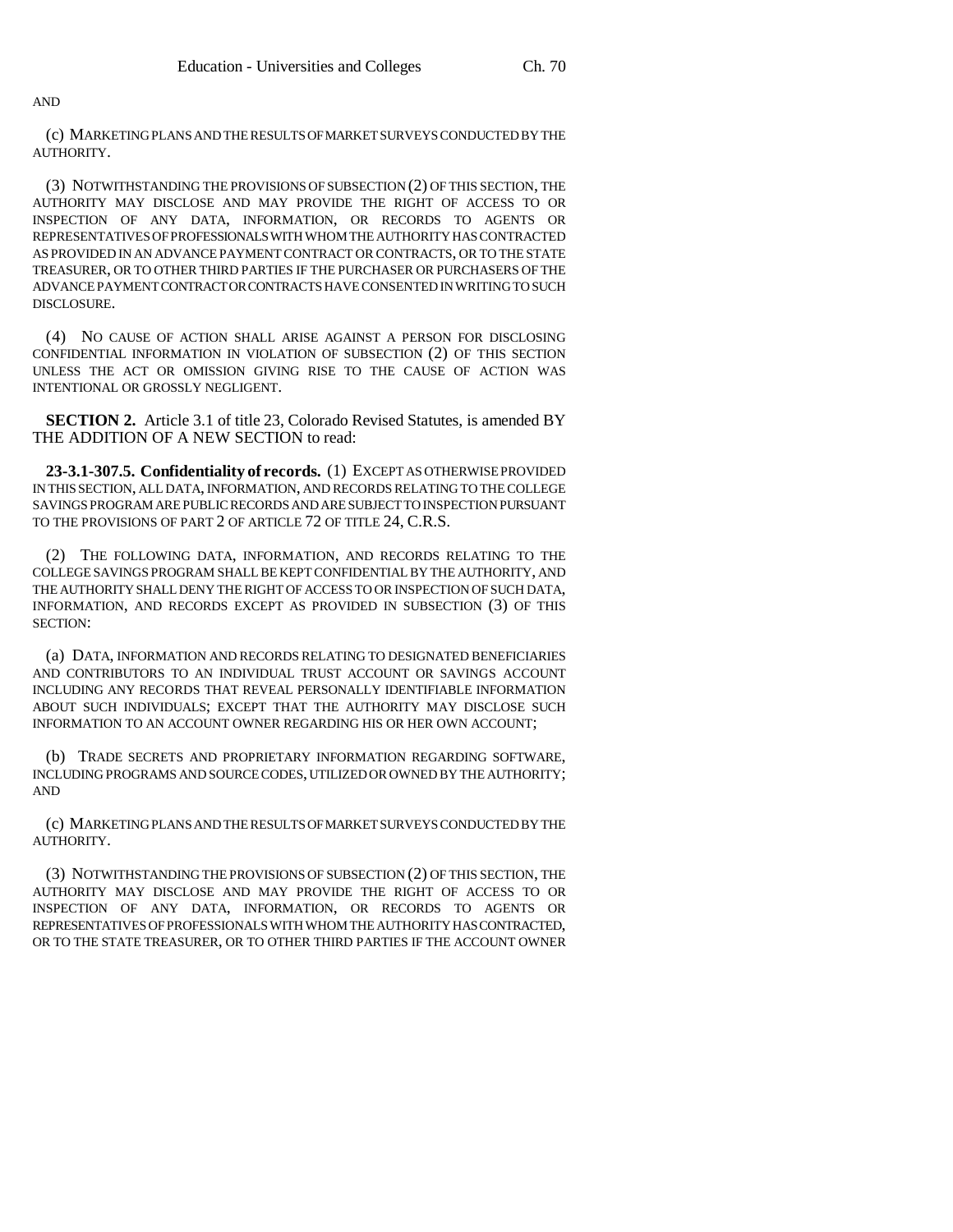AND

(c) MARKETING PLANS AND THE RESULTS OF MARKET SURVEYS CONDUCTED BY THE AUTHORITY.

(3) NOTWITHSTANDING THE PROVISIONS OF SUBSECTION (2) OF THIS SECTION, THE AUTHORITY MAY DISCLOSE AND MAY PROVIDE THE RIGHT OF ACCESS TO OR INSPECTION OF ANY DATA, INFORMATION, OR RECORDS TO AGENTS OR REPRESENTATIVES OF PROFESSIONALS WITH WHOM THE AUTHORITY HAS CONTRACTED AS PROVIDED IN AN ADVANCE PAYMENT CONTRACT OR CONTRACTS, OR TO THE STATE TREASURER, OR TO OTHER THIRD PARTIES IF THE PURCHASER OR PURCHASERS OF THE ADVANCE PAYMENT CONTRACT OR CONTRACTS HAVE CONSENTED IN WRITING TO SUCH DISCLOSURE.

(4) NO CAUSE OF ACTION SHALL ARISE AGAINST A PERSON FOR DISCLOSING CONFIDENTIAL INFORMATION IN VIOLATION OF SUBSECTION (2) OF THIS SECTION UNLESS THE ACT OR OMISSION GIVING RISE TO THE CAUSE OF ACTION WAS INTENTIONAL OR GROSSLY NEGLIGENT.

**SECTION 2.** Article 3.1 of title 23, Colorado Revised Statutes, is amended BY THE ADDITION OF A NEW SECTION to read:

**23-3.1-307.5. Confidentiality of records.** (1) EXCEPT AS OTHERWISE PROVIDED IN THIS SECTION, ALL DATA, INFORMATION, AND RECORDS RELATING TO THE COLLEGE SAVINGS PROGRAM ARE PUBLIC RECORDS AND ARE SUBJECT TO INSPECTION PURSUANT TO THE PROVISIONS OF PART 2 OF ARTICLE 72 OF TITLE 24, C.R.S.

(2) THE FOLLOWING DATA, INFORMATION, AND RECORDS RELATING TO THE COLLEGE SAVINGS PROGRAM SHALL BE KEPT CONFIDENTIAL BY THE AUTHORITY, AND THE AUTHORITY SHALL DENY THE RIGHT OF ACCESS TO OR INSPECTION OF SUCH DATA, INFORMATION, AND RECORDS EXCEPT AS PROVIDED IN SUBSECTION (3) OF THIS SECTION:

(a) DATA, INFORMATION AND RECORDS RELATING TO DESIGNATED BENEFICIARIES AND CONTRIBUTORS TO AN INDIVIDUAL TRUST ACCOUNT OR SAVINGS ACCOUNT INCLUDING ANY RECORDS THAT REVEAL PERSONALLY IDENTIFIABLE INFORMATION ABOUT SUCH INDIVIDUALS; EXCEPT THAT THE AUTHORITY MAY DISCLOSE SUCH INFORMATION TO AN ACCOUNT OWNER REGARDING HIS OR HER OWN ACCOUNT;

(b) TRADE SECRETS AND PROPRIETARY INFORMATION REGARDING SOFTWARE, INCLUDING PROGRAMS AND SOURCE CODES, UTILIZED OR OWNED BY THE AUTHORITY; AND

(c) MARKETING PLANS AND THE RESULTS OF MARKET SURVEYS CONDUCTED BY THE AUTHORITY.

(3) NOTWITHSTANDING THE PROVISIONS OF SUBSECTION (2) OF THIS SECTION, THE AUTHORITY MAY DISCLOSE AND MAY PROVIDE THE RIGHT OF ACCESS TO OR INSPECTION OF ANY DATA, INFORMATION, OR RECORDS TO AGENTS OR REPRESENTATIVES OF PROFESSIONALS WITH WHOM THE AUTHORITY HAS CONTRACTED, OR TO THE STATE TREASURER, OR TO OTHER THIRD PARTIES IF THE ACCOUNT OWNER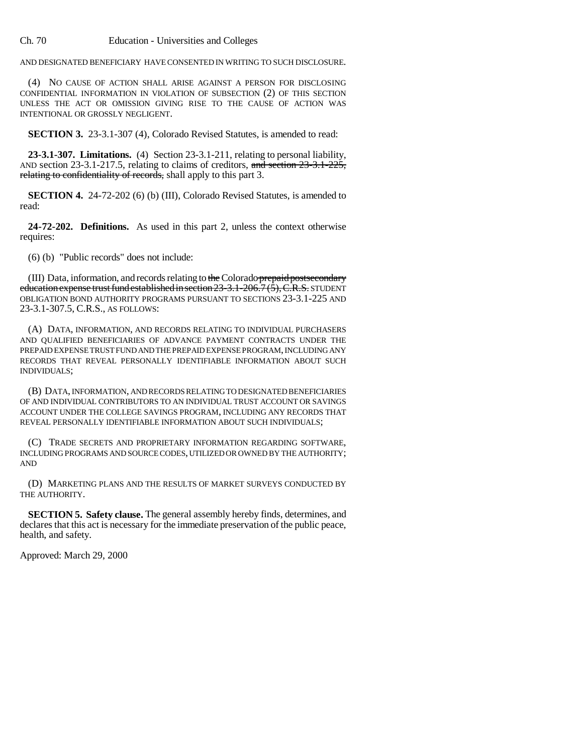AND DESIGNATED BENEFICIARY HAVE CONSENTED IN WRITING TO SUCH DISCLOSURE.

(4) NO CAUSE OF ACTION SHALL ARISE AGAINST A PERSON FOR DISCLOSING CONFIDENTIAL INFORMATION IN VIOLATION OF SUBSECTION (2) OF THIS SECTION UNLESS THE ACT OR OMISSION GIVING RISE TO THE CAUSE OF ACTION WAS INTENTIONAL OR GROSSLY NEGLIGENT.

**SECTION 3.** 23-3.1-307 (4), Colorado Revised Statutes, is amended to read:

**23-3.1-307. Limitations.** (4) Section 23-3.1-211, relating to personal liability, AND section 23-3.1-217.5, relating to claims of creditors, ~~and section 23-3.1-225, relating to confidentiality of records,~~ shall apply to this part 3.

**SECTION 4.** 24-72-202 (6) (b) (III), Colorado Revised Statutes, is amended to read:

**24-72-202. Definitions.** As used in this part 2, unless the context otherwise requires:

(6) (b) "Public records" does not include:

(III) Data, information, and records relating to ~~the~~ Colorado ~~prepaid postsecondary education expense trust fund established in section 23-3.1-206.7 (5), C.R.S.~~ STUDENT OBLIGATION BOND AUTHORITY PROGRAMS PURSUANT TO SECTIONS 23-3.1-225 AND 23-3.1-307.5, C.R.S., AS FOLLOWS:

(A) DATA, INFORMATION, AND RECORDS RELATING TO INDIVIDUAL PURCHASERS AND QUALIFIED BENEFICIARIES OF ADVANCE PAYMENT CONTRACTS UNDER THE PREPAID EXPENSE TRUST FUND AND THE PREPAID EXPENSE PROGRAM, INCLUDING ANY RECORDS THAT REVEAL PERSONALLY IDENTIFIABLE INFORMATION ABOUT SUCH INDIVIDUALS;

(B) DATA, INFORMATION, AND RECORDS RELATING TO DESIGNATED BENEFICIARIES OF AND INDIVIDUAL CONTRIBUTORS TO AN INDIVIDUAL TRUST ACCOUNT OR SAVINGS ACCOUNT UNDER THE COLLEGE SAVINGS PROGRAM, INCLUDING ANY RECORDS THAT REVEAL PERSONALLY IDENTIFIABLE INFORMATION ABOUT SUCH INDIVIDUALS;

(C) TRADE SECRETS AND PROPRIETARY INFORMATION REGARDING SOFTWARE, INCLUDING PROGRAMS AND SOURCE CODES, UTILIZED OR OWNED BY THE AUTHORITY; AND

(D) MARKETING PLANS AND THE RESULTS OF MARKET SURVEYS CONDUCTED BY THE AUTHORITY.

**SECTION 5. Safety clause.** The general assembly hereby finds, determines, and declares that this act is necessary for the immediate preservation of the public peace, health, and safety.

Approved: March 29, 2000